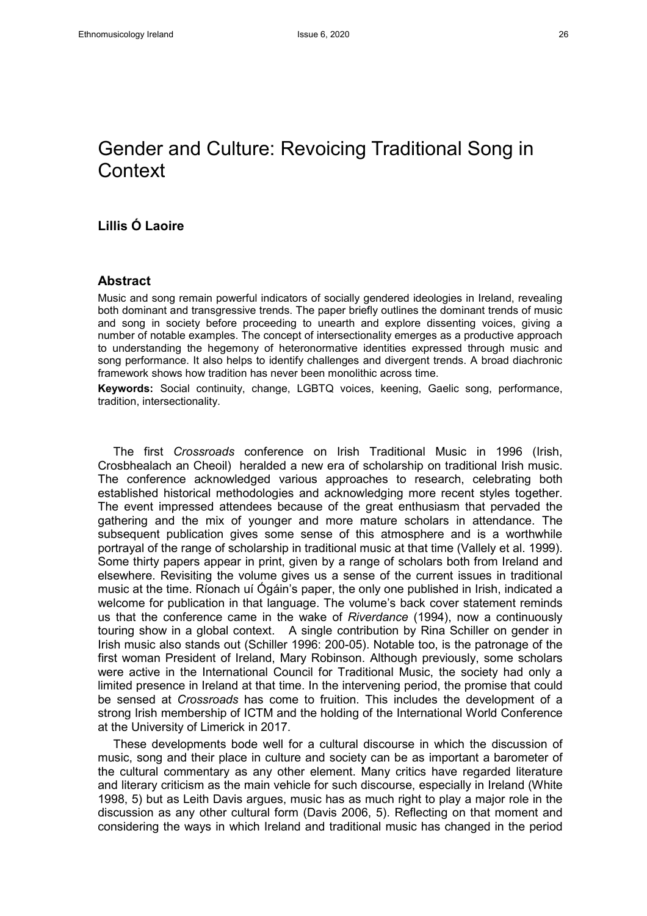# Gender and Culture: Revoicing Traditional Song in Context

**Lillis Ó Laoire**

## Abstract

Music and song remain powerful indicators of socially gendered ideologies in Ireland, revealing both dominant and transgressive trends. The paper briefly outlines the dominant trends of music and song in society before proceeding to unearth and explore dissenting voices, giving a number of notable examples. The concept of intersectionality emerges as a productive approach to understanding the hegemony of heteronormative identities expressed through music and song performance. It also helps to identify challenges and divergent trends. A broad diachronic framework shows how tradition has never been monolithic across time.

**Keywords:** Social continuity, change, LGBTQ voices, keening, Gaelic song, performance, tradition, intersectionality.

The first *Crossroads* conference on Irish Traditional Music in 1996 (Irish, Crosbhealach an Cheoil) heralded a new era of scholarship on traditional Irish music. The conference acknowledged various approaches to research, celebrating both established historical methodologies and acknowledging more recent styles together. The event impressed attendees because of the great enthusiasm that pervaded the gathering and the mix of younger and more mature scholars in attendance. The subsequent publication gives some sense of this atmosphere and is a worthwhile portrayal of the range of scholarship in traditional music at that time (Vallely et al. 1999). Some thirty papers appear in print, given by a range of scholars both from Ireland and elsewhere. Revisiting the volume gives us a sense of the current issues in traditional music at the time. Ríonach uí Ógáin's paper, the only one published in Irish, indicated a welcome for publication in that language. The volume's back cover statement reminds us that the conference came in the wake of *Riverdance* (1994), now a continuously touring show in a global context. A single contribution by Rina Schiller on gender in Irish music also stands out (Schiller 1996: 200-05). Notable too, is the patronage of the first woman President of Ireland, Mary Robinson. Although previously, some scholars were active in the International Council for Traditional Music, the society had only a limited presence in Ireland at that time. In the intervening period, the promise that could be sensed at *Crossroads* has come to fruition. This includes the development of a strong Irish membership of ICTM and the holding of the International World Conference at the University of Limerick in 2017.

These developments bode well for a cultural discourse in which the discussion of music, song and their place in culture and society can be as important a barometer of the cultural commentary as any other element. Many critics have regarded literature and literary criticism as the main vehicle for such discourse, especially in Ireland (White 1998, 5) but as Leith Davis argues, music has as much right to play a major role in the discussion as any other cultural form (Davis 2006, 5). Reflecting on that moment and considering the ways in which Ireland and traditional music has changed in the period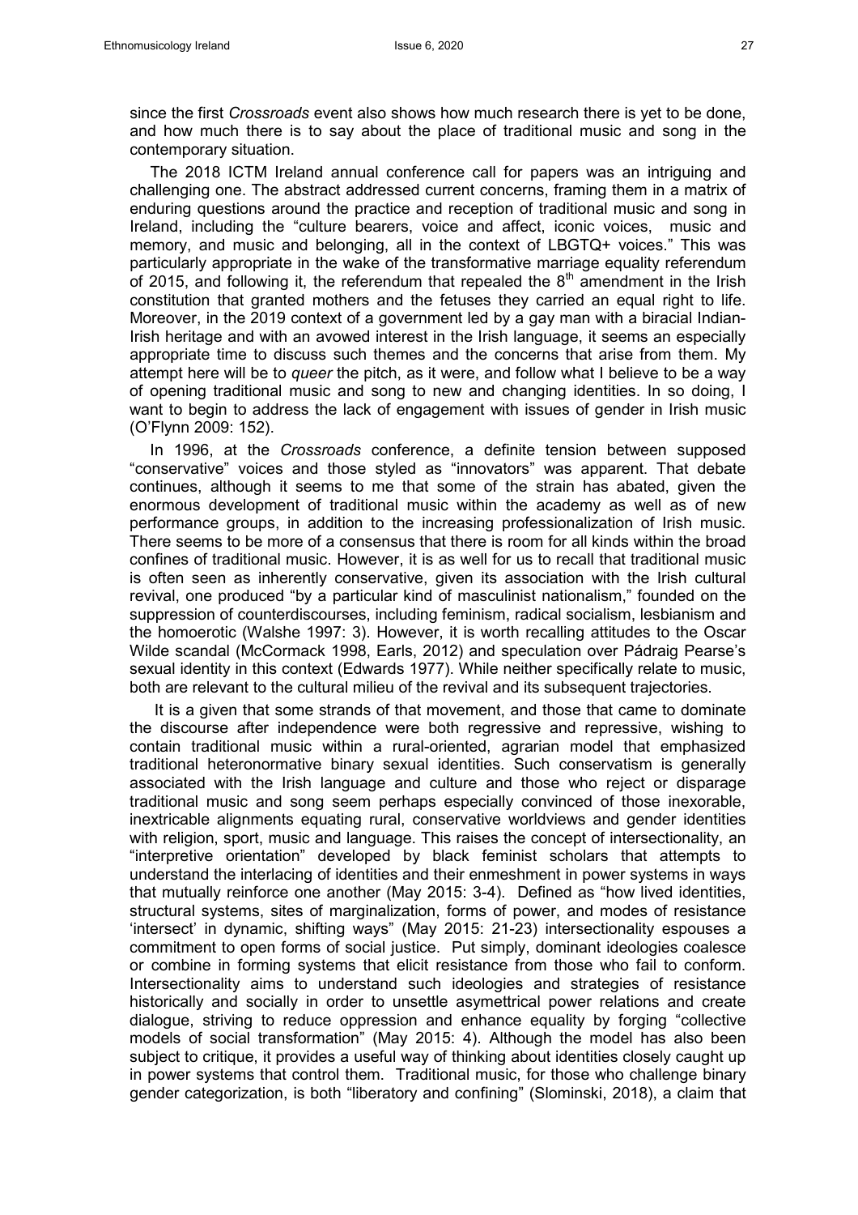since the first *Crossroads* event also shows how much research there is yet to be done, and how much there is to say about the place of traditional music and song in the contemporary situation.

The 2018 ICTM Ireland annual conference call for papers was an intriguing and challenging one. The abstract addressed current concerns, framing them in a matrix of enduring questions around the practice and reception of traditional music and song in Ireland, including the "culture bearers, voice and affect, iconic voices, music and memory, and music and belonging, all in the context of LBGTQ+ voices." This was particularly appropriate in the wake of the transformative marriage equality referendum of 2015, and following it, the referendum that repealed the 8th amendment in the Irish constitution that granted mothers and the fetuses they carried an equal right to life. Moreover, in the 2019 context of a government led by a gay man with a biracial Indian-Irish heritage and with an avowed interest in the Irish language, it seems an especially appropriate time to discuss such themes and the concerns that arise from them. My attempt here will be to *queer* the pitch, as it were, and follow what I believe to be a way of opening traditional music and song to new and changing identities. In so doing, I want to begin to address the lack of engagement with issues of gender in Irish music (O'Flynn 2009: 152).

In 1996, at the *Crossroads* conference, a definite tension between supposed "conservative" voices and those styled as "innovators" was apparent. That debate continues, although it seems to me that some of the strain has abated, given the enormous development of traditional music within the academy as well as of new performance groups, in addition to the increasing professionalization of Irish music. There seems to be more of a consensus that there is room for all kinds within the broad confines of traditional music. However, it is as well for us to recall that traditional music is often seen as inherently conservative, given its association with the Irish cultural revival, one produced "by a particular kind of masculinist nationalism," founded on the suppression of counterdiscourses, including feminism, radical socialism, lesbianism and the homoerotic (Walshe 1997: 3). However, it is worth recalling attitudes to the Oscar Wilde scandal (McCormack 1998, Earls, 2012) and speculation over Pádraig Pearse's sexual identity in this context (Edwards 1977). While neither specifically relate to music, both are relevant to the cultural milieu of the revival and its subsequent trajectories.

It is a given that some strands of that movement, and those that came to dominate the discourse after independence were both regressive and repressive, wishing to contain traditional music within a rural-oriented, agrarian model that emphasized traditional heteronormative binary sexual identities. Such conservatism is generally associated with the Irish language and culture and those who reject or disparage traditional music and song seem perhaps especially convinced of those inexorable, inextricable alignments equating rural, conservative worldviews and gender identities with religion, sport, music and language. This raises the concept of intersectionality, an "interpretive orientation" developed by black feminist scholars that attempts to understand the interlacing of identities and their enmeshment in power systems in ways that mutually reinforce one another (May 2015: 3-4). Defined as "how lived identities, structural systems, sites of marginalization, forms of power, and modes of resistance 'intersect' in dynamic, shifting ways" (May 2015: 21-23) intersectionality espouses a commitment to open forms of social justice. Put simply, dominant ideologies coalesce or combine in forming systems that elicit resistance from those who fail to conform. Intersectionality aims to understand such ideologies and strategies of resistance historically and socially in order to unsettle asymmetrical power relations and create dialogue, striving to reduce oppression and enhance equality by forging "collective models of social transformation" (May 2015: 4). Although the model has also been subject to critique, it provides a useful way of thinking about identities closely caught up in power systems that control them. Traditional music, for those who challenge binary gender categorization, is both "liberatory and confining" (Slominski, 2018), a claim that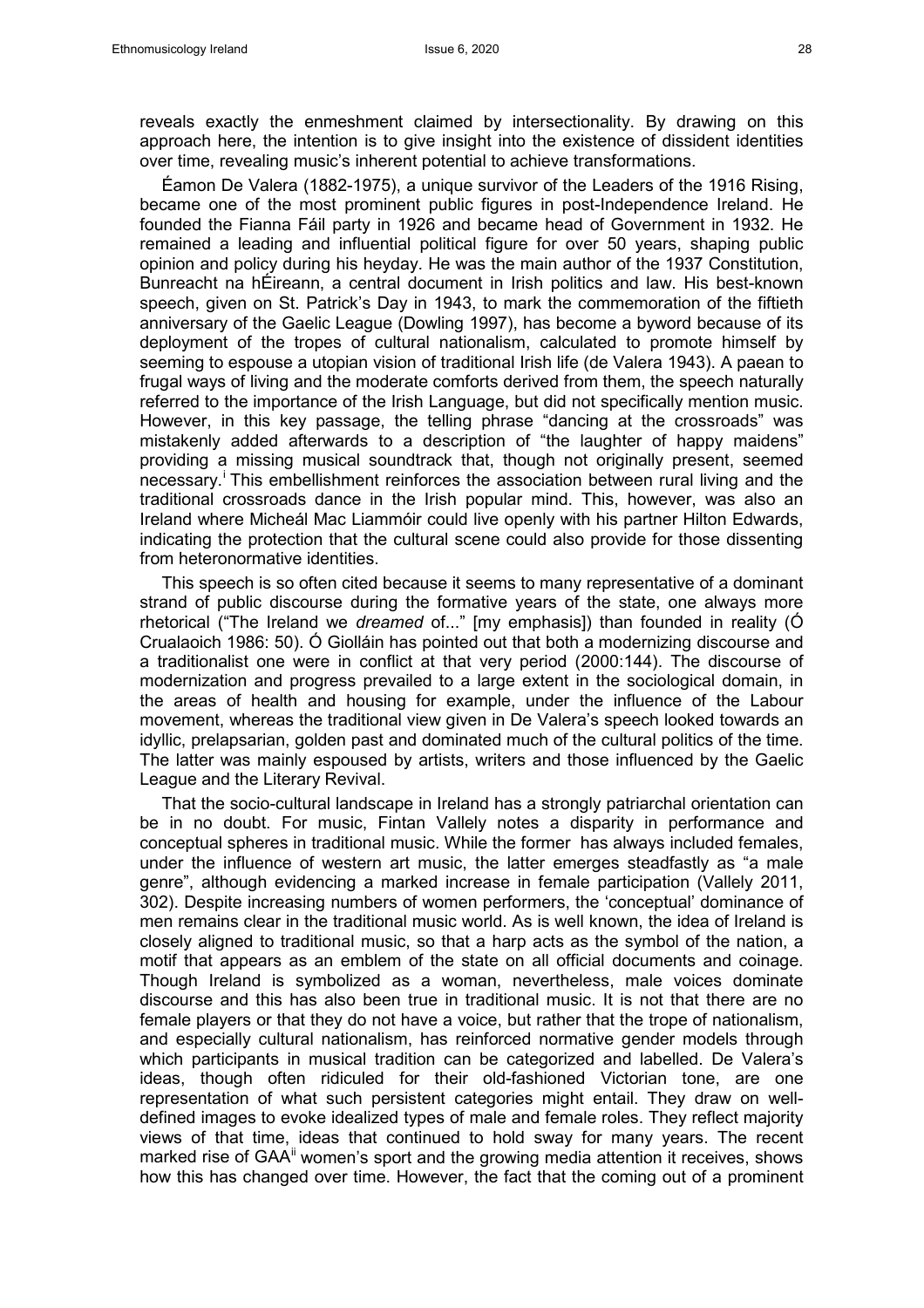reveals exactly the enmeshment claimed by intersectionality. By drawing on this approach here, the intention is to give insight into the existence of dissident identities over time, revealing music's inherent potential to achieve transformations.

Éamon De Valera (1882-1975), a unique survivor of the Leaders of the 1916 Rising, became one of the most prominent public figures in post-Independence Ireland. He founded the Fianna Fáil party in 1926 and became head of Government in 1932. He remained a leading and influential political figure for over 50 years, shaping public opinion and policy during his heyday. He was the main author of the 1937 Constitution, Bunreacht na hÉireann, a central document in Irish politics and law. His best-known speech, given on St. Patrick's Day in 1943, to mark the commemoration of the fiftieth anniversary of the Gaelic League (Dowling 1997), has become a byword because of its deployment of the tropes of cultural nationalism, calculated to promote himself by seeming to espouse a utopian vision of traditional Irish life (de Valera 1943). A paean to frugal ways of living and the moderate comforts derived from them, the speech naturally referred to the importance of the Irish Language, but did not specifically mention music. However, in this key passage, the telling phrase "dancing at the crossroads" was mistakenly added afterwards to a description of "the laughter of happy maidens" providing a missing musical soundtrack that, though not originally present, seemed necessary.[i] This embellishment reinforces the association between rural living and the traditional crossroads dance in the Irish popular mind. This, however, was also an Ireland where Micheál Mac Liammóir could live openly with his partner Hilton Edwards, indicating the protection that the cultural scene could also provide for those dissenting from heteronormative identities.

This speech is so often cited because it seems to many representative of a dominant strand of public discourse during the formative years of the state, one always more rhetorical ("The Ireland we *dreamed* of..." [my emphasis]) than founded in reality (Ó Crualaoich 1986: 50). Ó Giolláin has pointed out that both a modernizing discourse and a traditionalist one were in conflict at that very period (2000:144). The discourse of modernization and progress prevailed to a large extent in the sociological domain, in the areas of health and housing for example, under the influence of the Labour movement, whereas the traditional view given in De Valera's speech looked towards an idyllic, prelapsarian, golden past and dominated much of the cultural politics of the time. The latter was mainly espoused by artists, writers and those influenced by the Gaelic League and the Literary Revival.

That the socio-cultural landscape in Ireland has a strongly patriarchal orientation can be in no doubt. For music, Fintan Vallely notes a disparity in performance and conceptual spheres in traditional music. While the former has always included females, under the influence of western art music, the latter emerges steadfastly as "a male genre", although evidencing a marked increase in female participation (Vallely 2011, 302). Despite increasing numbers of women performers, the 'conceptual' dominance of men remains clear in the traditional music world. As is well known, the idea of Ireland is closely aligned to traditional music, so that a harp acts as the symbol of the nation, a motif that appears as an emblem of the state on all official documents and coinage. Though Ireland is symbolized as a woman, nevertheless, male voices dominate discourse and this has also been true in traditional music. It is not that there are no female players or that they do not have a voice, but rather that the trope of nationalism, and especially cultural nationalism, has reinforced normative gender models through which participants in musical tradition can be categorized and labelled. De Valera's ideas, though often ridiculed for their old-fashioned Victorian tone, are one representation of what such persistent categories might entail. They draw on well-defined images to evoke idealized types of male and female roles. They reflect majority views of that time, ideas that continued to hold sway for many years. The recent marked rise of GAA[ii] women's sport and the growing media attention it receives, shows how this has changed over time. However, the fact that the coming out of a prominent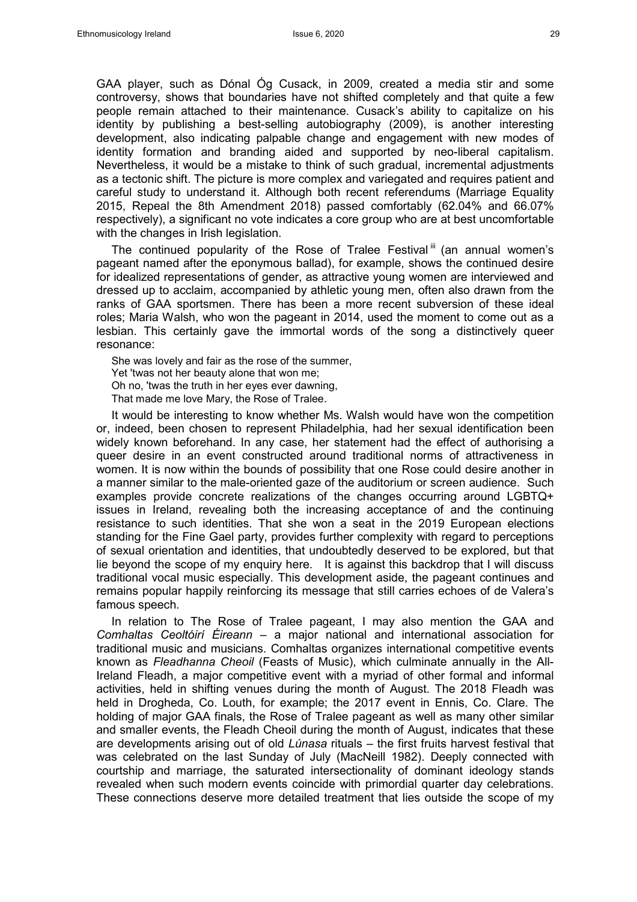GAA player, such as Dónal Óg Cusack, in 2009, created a media stir and some controversy, shows that boundaries have not shifted completely and that quite a few people remain attached to their maintenance. Cusack's ability to capitalize on his identity by publishing a best-selling autobiography (2009), is another interesting development, also indicating palpable change and engagement with new modes of identity formation and branding aided and supported by neo-liberal capitalism. Nevertheless, it would be a mistake to think of such gradual, incremental adjustments as a tectonic shift. The picture is more complex and variegated and requires patient and careful study to understand it. Although both recent referendums (Marriage Equality 2015, Repeal the 8th Amendment 2018) passed comfortably (62.04% and 66.07% respectively), a significant no vote indicates a core group who are at best uncomfortable with the changes in Irish legislation.

The continued popularity of the Rose of Tralee Festival [iii] (an annual women's pageant named after the eponymous ballad), for example, shows the continued desire for idealized representations of gender, as attractive young women are interviewed and dressed up to acclaim, accompanied by athletic young men, often also drawn from the ranks of GAA sportsmen. There has been a more recent subversion of these ideal roles; Maria Walsh, who won the pageant in 2014, used the moment to come out as a lesbian. This certainly gave the immortal words of the song a distinctively queer resonance:

> She was lovely and fair as the rose of the summer,
> Yet 'twas not her beauty alone that won me;
> Oh no, 'twas the truth in her eyes ever dawning,
> That made me love Mary, the Rose of Tralee.

It would be interesting to know whether Ms. Walsh would have won the competition or, indeed, been chosen to represent Philadelphia, had her sexual identification been widely known beforehand. In any case, her statement had the effect of authorising a queer desire in an event constructed around traditional norms of attractiveness in women. It is now within the bounds of possibility that one Rose could desire another in a manner similar to the male-oriented gaze of the auditorium or screen audience. Such examples provide concrete realizations of the changes occurring around LGBTQ+ issues in Ireland, revealing both the increasing acceptance of and the continuing resistance to such identities. That she won a seat in the 2019 European elections standing for the Fine Gael party, provides further complexity with regard to perceptions of sexual orientation and identities, that undoubtedly deserved to be explored, but that lie beyond the scope of my enquiry here. It is against this backdrop that I will discuss traditional vocal music especially. This development aside, the pageant continues and remains popular happily reinforcing its message that still carries echoes of de Valera's famous speech.

In relation to The Rose of Tralee pageant, I may also mention the GAA and *Comhaltas Ceoltóirí Éireann* – a major national and international association for traditional music and musicians. Comhaltas organizes international competitive events known as *Fleadhanna Cheoil* (Feasts of Music), which culminate annually in the All-Ireland Fleadh, a major competitive event with a myriad of other formal and informal activities, held in shifting venues during the month of August. The 2018 Fleadh was held in Drogheda, Co. Louth, for example; the 2017 event in Ennis, Co. Clare. The holding of major GAA finals, the Rose of Tralee pageant as well as many other similar and smaller events, the Fleadh Cheoil during the month of August, indicates that these are developments arising out of old *Lúnasa* rituals – the first fruits harvest festival that was celebrated on the last Sunday of July (MacNeill 1982). Deeply connected with courtship and marriage, the saturated intersectionality of dominant ideology stands revealed when such modern events coincide with primordial quarter day celebrations. These connections deserve more detailed treatment that lies outside the scope of my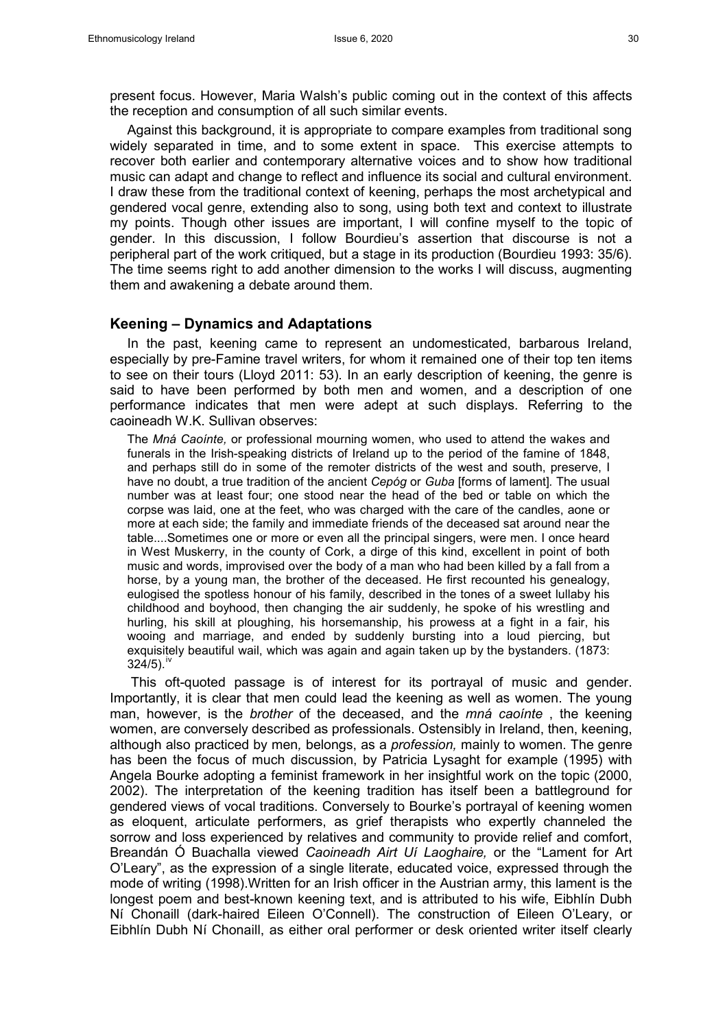present focus. However, Maria Walsh's public coming out in the context of this affects the reception and consumption of all such similar events.

Against this background, it is appropriate to compare examples from traditional song widely separated in time, and to some extent in space. This exercise attempts to recover both earlier and contemporary alternative voices and to show how traditional music can adapt and change to reflect and influence its social and cultural environment. I draw these from the traditional context of keening, perhaps the most archetypical and gendered vocal genre, extending also to song, using both text and context to illustrate my points. Though other issues are important, I will confine myself to the topic of gender. In this discussion, I follow Bourdieu's assertion that discourse is not a peripheral part of the work critiqued, but a stage in its production (Bourdieu 1993: 35/6). The time seems right to add another dimension to the works I will discuss, augmenting them and awakening a debate around them.

## Keening – Dynamics and Adaptations

In the past, keening came to represent an undomesticated, barbarous Ireland, especially by pre-Famine travel writers, for whom it remained one of their top ten items to see on their tours (Lloyd 2011: 53). In an early description of keening, the genre is said to have been performed by both men and women, and a description of one performance indicates that men were adept at such displays. Referring to the caoineadh W.K. Sullivan observes:

> The *Mná Caoínte,* or professional mourning women, who used to attend the wakes and funerals in the Irish-speaking districts of Ireland up to the period of the famine of 1848, and perhaps still do in some of the remoter districts of the west and south, preserve, I have no doubt, a true tradition of the ancient *Cepóg* or *Guba* [forms of lament]. The usual number was at least four; one stood near the head of the bed or table on which the corpse was laid, one at the feet, who was charged with the care of the candles, aone or more at each side; the family and immediate friends of the deceased sat around near the table....Sometimes one or more or even all the principal singers, were men. I once heard in West Muskerry, in the county of Cork, a dirge of this kind, excellent in point of both music and words, improvised over the body of a man who had been killed by a fall from a horse, by a young man, the brother of the deceased. He first recounted his genealogy, eulogised the spotless honour of his family, described in the tones of a sweet lullaby his childhood and boyhood, then changing the air suddenly, he spoke of his wrestling and hurling, his skill at ploughing, his horsemanship, his prowess at a fight in a fair, his wooing and marriage, and ended by suddenly bursting into a loud piercing, but exquisitely beautiful wail, which was again and again taken up by the bystanders. (1873: 324/5).[iv]

This oft-quoted passage is of interest for its portrayal of music and gender. Importantly, it is clear that men could lead the keening as well as women. The young man, however, is the *brother* of the deceased, and the *mná caoínte* , the keening women, are conversely described as professionals. Ostensibly in Ireland, then, keening, although also practiced by men*,* belongs, as a *profession,* mainly to women. The genre has been the focus of much discussion, by Patricia Lysaght for example (1995) with Angela Bourke adopting a feminist framework in her insightful work on the topic (2000, 2002). The interpretation of the keening tradition has itself been a battleground for gendered views of vocal traditions. Conversely to Bourke's portrayal of keening women as eloquent, articulate performers, as grief therapists who expertly channeled the sorrow and loss experienced by relatives and community to provide relief and comfort, Breandán Ó Buachalla viewed *Caoineadh Airt Uí Laoghaire,* or the "Lament for Art O'Leary", as the expression of a single literate, educated voice, expressed through the mode of writing (1998).Written for an Irish officer in the Austrian army, this lament is the longest poem and best-known keening text, and is attributed to his wife, Eibhlín Dubh Ní Chonaill (dark-haired Eileen O'Connell). The construction of Eileen O'Leary, or Eibhlín Dubh Ní Chonaill, as either oral performer or desk oriented writer itself clearly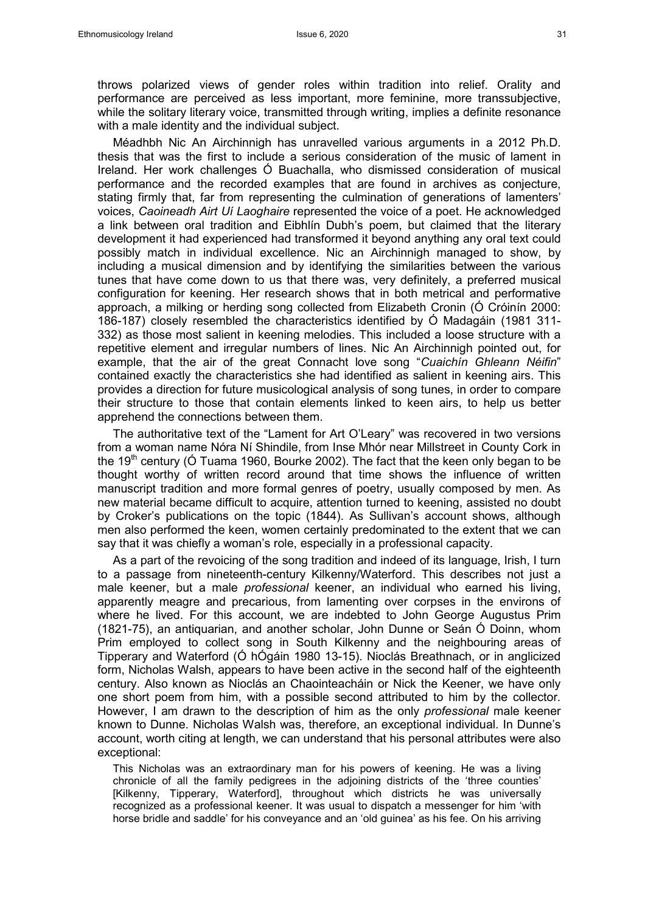throws polarized views of gender roles within tradition into relief. Orality and performance are perceived as less important, more feminine, more transsubjective, while the solitary literary voice, transmitted through writing, implies a definite resonance with a male identity and the individual subject.

Méadhbh Nic An Airchinnigh has unravelled various arguments in a 2012 Ph.D. thesis that was the first to include a serious consideration of the music of lament in Ireland. Her work challenges Ó Buachalla, who dismissed consideration of musical performance and the recorded examples that are found in archives as conjecture, stating firmly that, far from representing the culmination of generations of lamenters' voices, *Caoineadh Airt Uí Laoghaire* represented the voice of a poet. He acknowledged a link between oral tradition and Eibhlín Dubh's poem, but claimed that the literary development it had experienced had transformed it beyond anything any oral text could possibly match in individual excellence. Nic an Airchinnigh managed to show, by including a musical dimension and by identifying the similarities between the various tunes that have come down to us that there was, very definitely, a preferred musical configuration for keening. Her research shows that in both metrical and performative approach, a milking or herding song collected from Elizabeth Cronin (Ó Cróinín 2000: 186-187) closely resembled the characteristics identified by Ó Madagáin (1981 311-332) as those most salient in keening melodies. This included a loose structure with a repetitive element and irregular numbers of lines. Nic An Airchinnigh pointed out, for example, that the air of the great Connacht love song "*Cuaichín Ghleann Néifin*" contained exactly the characteristics she had identified as salient in keening airs. This provides a direction for future musicological analysis of song tunes, in order to compare their structure to those that contain elements linked to keen airs, to help us better apprehend the connections between them.

The authoritative text of the "Lament for Art O'Leary" was recovered in two versions from a woman name Nóra Ní Shindile, from Inse Mhór near Millstreet in County Cork in the 19th century (Ó Tuama 1960, Bourke 2002). The fact that the keen only began to be thought worthy of written record around that time shows the influence of written manuscript tradition and more formal genres of poetry, usually composed by men. As new material became difficult to acquire, attention turned to keening, assisted no doubt by Croker's publications on the topic (1844). As Sullivan's account shows, although men also performed the keen, women certainly predominated to the extent that we can say that it was chiefly a woman's role, especially in a professional capacity.

As a part of the revoicing of the song tradition and indeed of its language, Irish, I turn to a passage from nineteenth-century Kilkenny/Waterford. This describes not just a male keener, but a male *professional* keener, an individual who earned his living, apparently meagre and precarious, from lamenting over corpses in the environs of where he lived. For this account, we are indebted to John George Augustus Prim (1821-75), an antiquarian, and another scholar, John Dunne or Seán Ó Doinn, whom Prim employed to collect song in South Kilkenny and the neighbouring areas of Tipperary and Waterford (Ó hÓgáin 1980 13-15). Nioclás Breathnach, or in anglicized form, Nicholas Walsh, appears to have been active in the second half of the eighteenth century. Also known as Nioclás an Chaointeacháin or Nick the Keener, we have only one short poem from him, with a possible second attributed to him by the collector. However, I am drawn to the description of him as the only *professional* male keener known to Dunne. Nicholas Walsh was, therefore, an exceptional individual. In Dunne's account, worth citing at length, we can understand that his personal attributes were also exceptional:

> This Nicholas was an extraordinary man for his powers of keening. He was a living chronicle of all the family pedigrees in the adjoining districts of the 'three counties' [Kilkenny, Tipperary, Waterford], throughout which districts he was universally recognized as a professional keener. It was usual to dispatch a messenger for him 'with horse bridle and saddle' for his conveyance and an 'old guinea' as his fee. On his arriving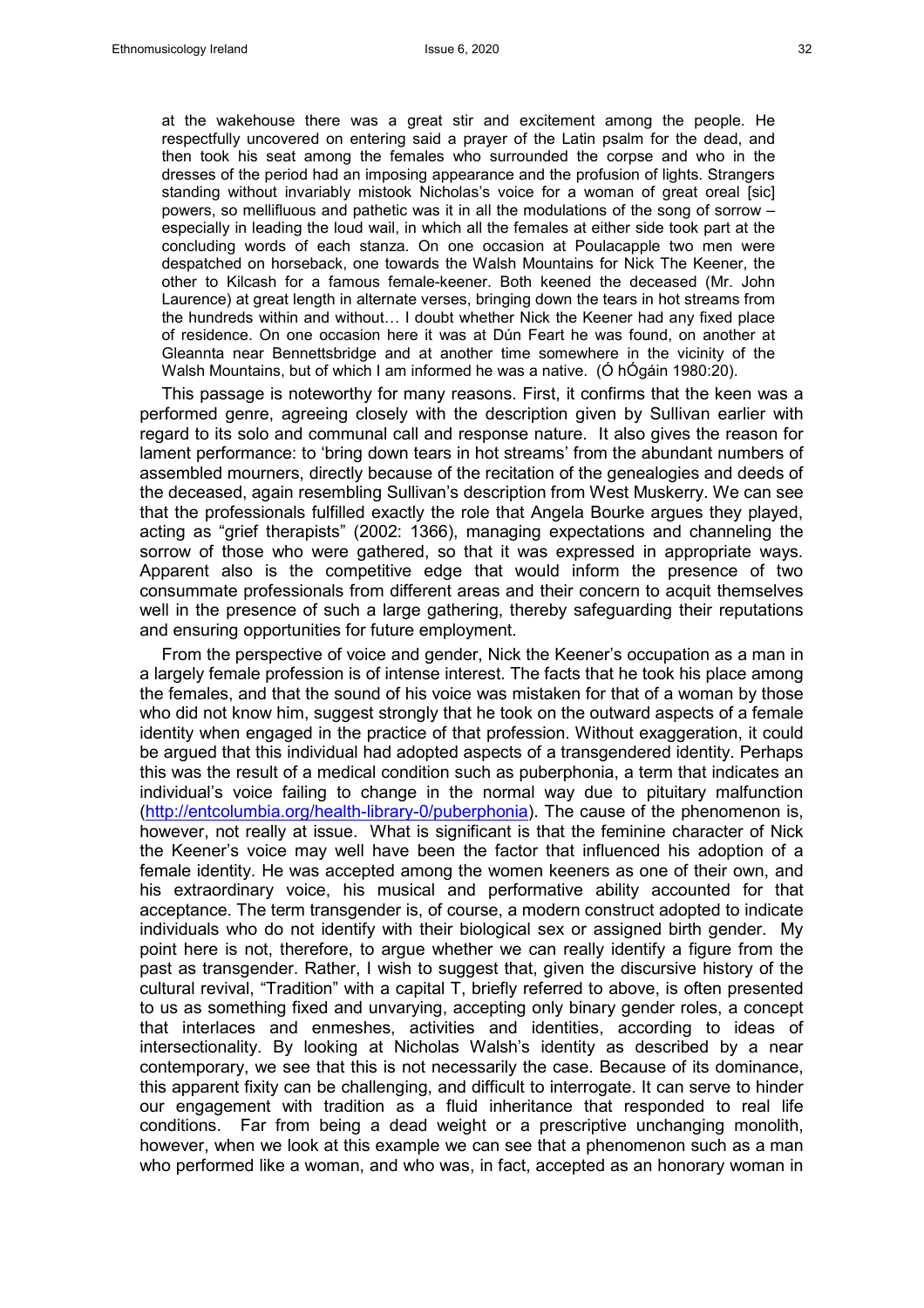> at the wakehouse there was a great stir and excitement among the people. He respectfully uncovered on entering said a prayer of the Latin psalm for the dead, and then took his seat among the females who surrounded the corpse and who in the dresses of the period had an imposing appearance and the profusion of lights. Strangers standing without invariably mistook Nicholas's voice for a woman of great oreal [sic] powers, so mellifluous and pathetic was it in all the modulations of the song of sorrow – especially in leading the loud wail, in which all the females at either side took part at the concluding words of each stanza. On one occasion at Poulacapple two men were despatched on horseback, one towards the Walsh Mountains for Nick The Keener, the other to Kilcash for a famous female-keener. Both keened the deceased (Mr. John Laurence) at great length in alternate verses, bringing down the tears in hot streams from the hundreds within and without… I doubt whether Nick the Keener had any fixed place of residence. On one occasion here it was at Dún Feart he was found, on another at Gleannta near Bennettsbridge and at another time somewhere in the vicinity of the Walsh Mountains, but of which I am informed he was a native. (Ó hÓgáin 1980:20).

This passage is noteworthy for many reasons. First, it confirms that the keen was a performed genre, agreeing closely with the description given by Sullivan earlier with regard to its solo and communal call and response nature. It also gives the reason for lament performance: to 'bring down tears in hot streams' from the abundant numbers of assembled mourners, directly because of the recitation of the genealogies and deeds of the deceased, again resembling Sullivan's description from West Muskerry. We can see that the professionals fulfilled exactly the role that Angela Bourke argues they played, acting as "grief therapists" (2002: 1366), managing expectations and channeling the sorrow of those who were gathered, so that it was expressed in appropriate ways. Apparent also is the competitive edge that would inform the presence of two consummate professionals from different areas and their concern to acquit themselves well in the presence of such a large gathering, thereby safeguarding their reputations and ensuring opportunities for future employment.

From the perspective of voice and gender, Nick the Keener's occupation as a man in a largely female profession is of intense interest. The facts that he took his place among the females, and that the sound of his voice was mistaken for that of a woman by those who did not know him, suggest strongly that he took on the outward aspects of a female identity when engaged in the practice of that profession. Without exaggeration, it could be argued that this individual had adopted aspects of a transgendered identity. Perhaps this was the result of a medical condition such as puberphonia, a term that indicates an individual's voice failing to change in the normal way due to pituitary malfunction (http://entcolumbia.org/health-library-0/puberphonia). The cause of the phenomenon is, however, not really at issue. What is significant is that the feminine character of Nick the Keener's voice may well have been the factor that influenced his adoption of a female identity. He was accepted among the women keeners as one of their own, and his extraordinary voice, his musical and performative ability accounted for that acceptance. The term transgender is, of course, a modern construct adopted to indicate individuals who do not identify with their biological sex or assigned birth gender. My point here is not, therefore, to argue whether we can really identify a figure from the past as transgender. Rather, I wish to suggest that, given the discursive history of the cultural revival, "Tradition" with a capital T, briefly referred to above, is often presented to us as something fixed and unvarying, accepting only binary gender roles, a concept that interlaces and enmeshes, activities and identities, according to ideas of intersectionality. By looking at Nicholas Walsh's identity as described by a near contemporary, we see that this is not necessarily the case. Because of its dominance, this apparent fixity can be challenging, and difficult to interrogate. It can serve to hinder our engagement with tradition as a fluid inheritance that responded to real life conditions. Far from being a dead weight or a prescriptive unchanging monolith, however, when we look at this example we can see that a phenomenon such as a man who performed like a woman, and who was, in fact, accepted as an honorary woman in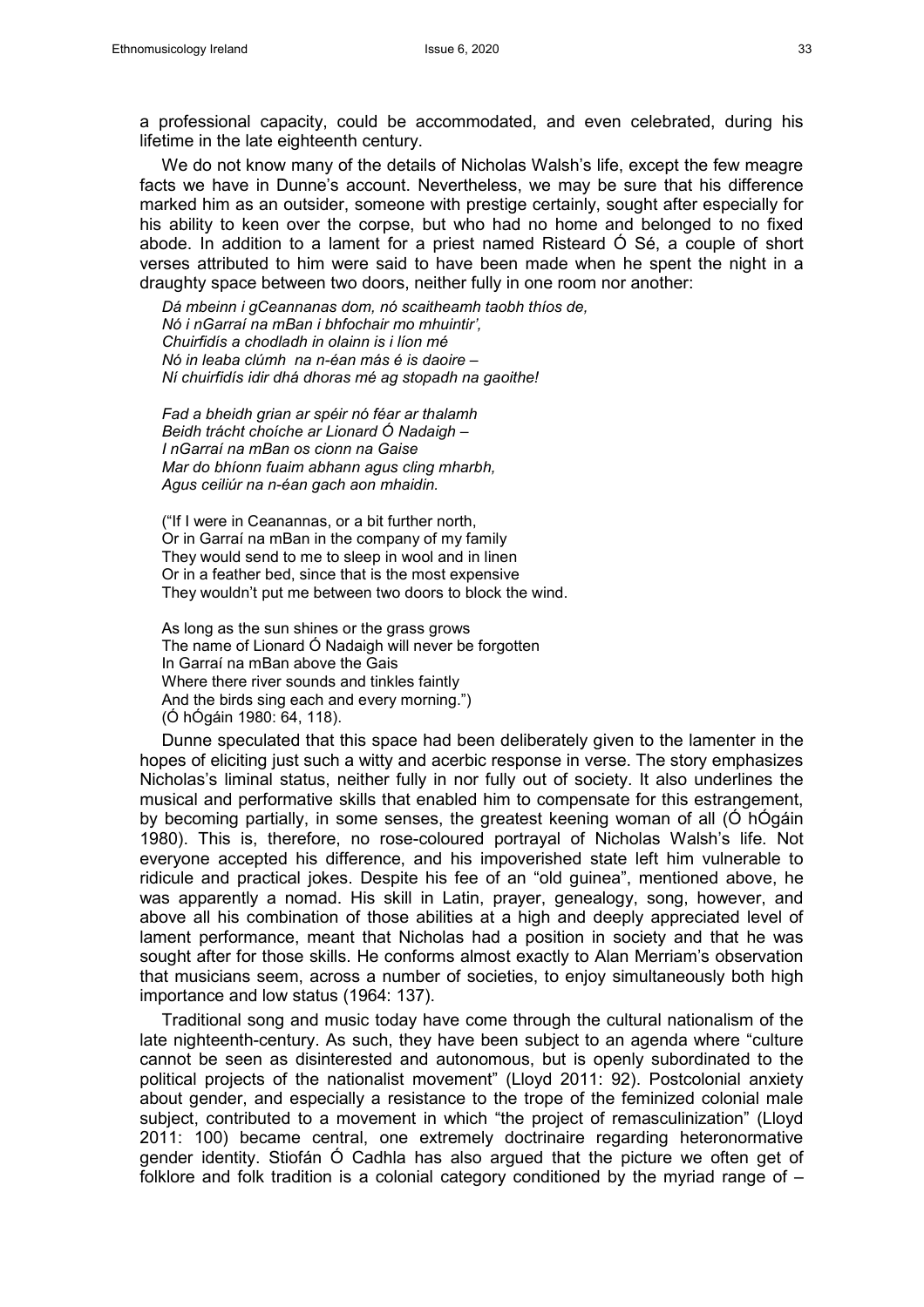a professional capacity, could be accommodated, and even celebrated, during his lifetime in the late eighteenth century.

We do not know many of the details of Nicholas Walsh's life, except the few meagre facts we have in Dunne's account. Nevertheless, we may be sure that his difference marked him as an outsider, someone with prestige certainly, sought after especially for his ability to keen over the corpse, but who had no home and belonged to no fixed abode. In addition to a lament for a priest named Risteard Ó Sé, a couple of short verses attributed to him were said to have been made when he spent the night in a draughty space between two doors, neither fully in one room nor another:

> *Dá mbeinn i gCeannanas dom, nó scaitheamh taobh thíos de,*
> *Nó i nGarraí na mBan i bhfochair mo mhuintir',*
> *Chuirfidís a chodladh in olainn is i líon mé*
> *Nó in leaba clúmh na n-éan más é is daoire –*
> *Ní chuirfidís idir dhá dhoras mé ag stopadh na gaoithe!*
>
> *Fad a bheidh grian ar spéir nó féar ar thalamh*
> *Beidh trácht choíche ar Lionard Ó Nadaigh –*
> *I nGarraí na mBan os cionn na Gaise*
> *Mar do bhíonn fuaim abhann agus cling mharbh,*
> *Agus ceiliúr na n-éan gach aon mhaidin.*
>
> ("If I were in Ceanannas, or a bit further north,
> Or in Garraí na mBan in the company of my family
> They would send to me to sleep in wool and in linen
> Or in a feather bed, since that is the most expensive
> They wouldn't put me between two doors to block the wind.
>
> As long as the sun shines or the grass grows
> The name of Lionard Ó Nadaigh will never be forgotten
> In Garraí na mBan above the Gais
> Where there river sounds and tinkles faintly
> And the birds sing each and every morning.")
> (Ó hÓgáin 1980: 64, 118).

Dunne speculated that this space had been deliberately given to the lamenter in the hopes of eliciting just such a witty and acerbic response in verse. The story emphasizes Nicholas's liminal status, neither fully in nor fully out of society. It also underlines the musical and performative skills that enabled him to compensate for this estrangement, by becoming partially, in some senses, the greatest keening woman of all (Ó hÓgáin 1980). This is, therefore, no rose-coloured portrayal of Nicholas Walsh's life. Not everyone accepted his difference, and his impoverished state left him vulnerable to ridicule and practical jokes. Despite his fee of an "old guinea", mentioned above, he was apparently a nomad. His skill in Latin, prayer, genealogy, song, however, and above all his combination of those abilities at a high and deeply appreciated level of lament performance, meant that Nicholas had a position in society and that he was sought after for those skills. He conforms almost exactly to Alan Merriam's observation that musicians seem, across a number of societies, to enjoy simultaneously both high importance and low status (1964: 137).

Traditional song and music today have come through the cultural nationalism of the late nighteenth-century. As such, they have been subject to an agenda where "culture cannot be seen as disinterested and autonomous, but is openly subordinated to the political projects of the nationalist movement" (Lloyd 2011: 92). Postcolonial anxiety about gender, and especially a resistance to the trope of the feminized colonial male subject, contributed to a movement in which "the project of remasculinization" (Lloyd 2011: 100) became central, one extremely doctrinaire regarding heteronormative gender identity. Stiofán Ó Cadhla has also argued that the picture we often get of folklore and folk tradition is a colonial category conditioned by the myriad range of –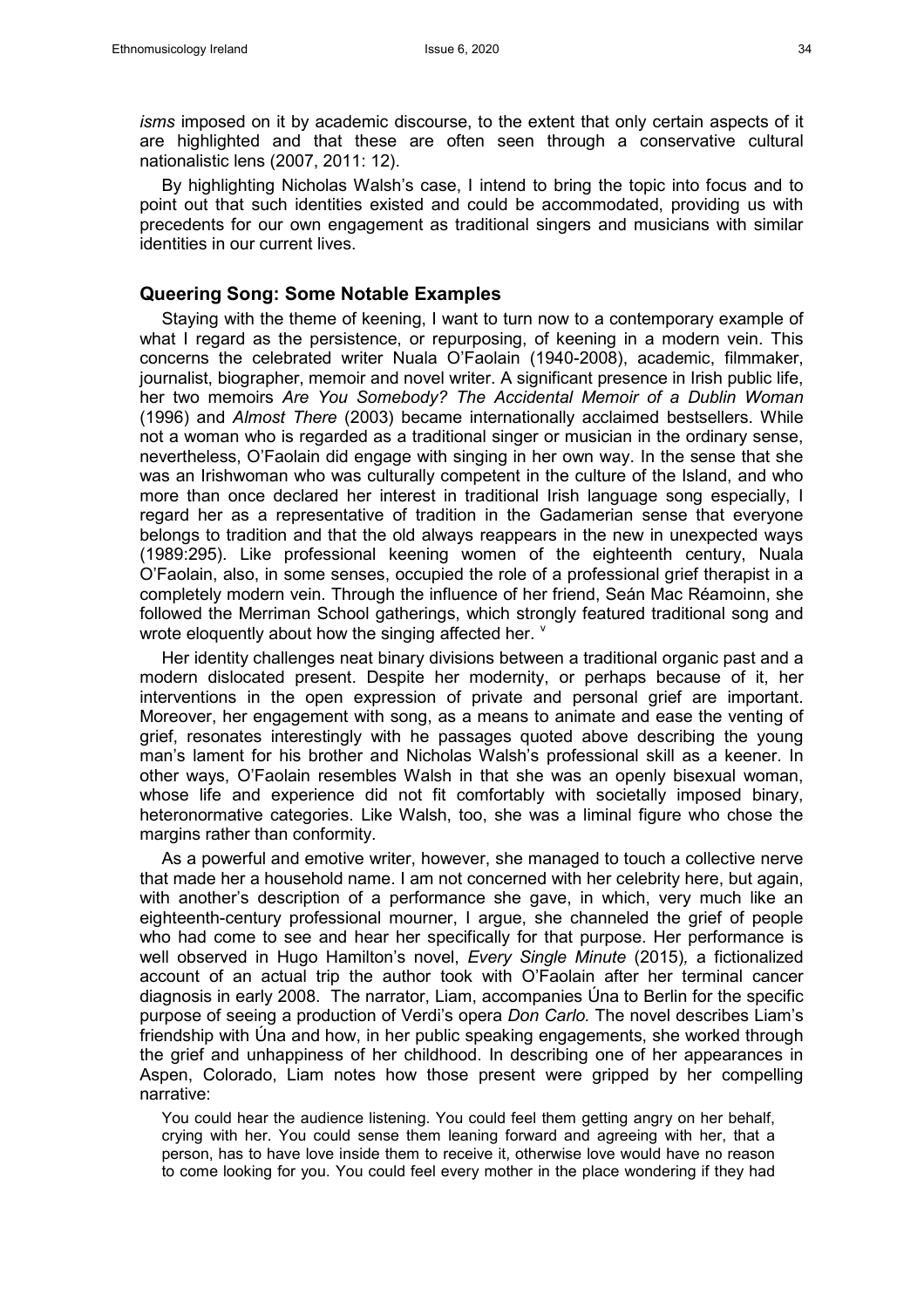*isms* imposed on it by academic discourse, to the extent that only certain aspects of it are highlighted and that these are often seen through a conservative cultural nationalistic lens (2007, 2011: 12).

By highlighting Nicholas Walsh's case, I intend to bring the topic into focus and to point out that such identities existed and could be accommodated, providing us with precedents for our own engagement as traditional singers and musicians with similar identities in our current lives.

## Queering Song: Some Notable Examples

Staying with the theme of keening, I want to turn now to a contemporary example of what I regard as the persistence, or repurposing, of keening in a modern vein. This concerns the celebrated writer Nuala O'Faolain (1940-2008), academic, filmmaker, journalist, biographer, memoir and novel writer. A significant presence in Irish public life, her two memoirs *Are You Somebody? The Accidental Memoir of a Dublin Woman* (1996) and *Almost There* (2003) became internationally acclaimed bestsellers. While not a woman who is regarded as a traditional singer or musician in the ordinary sense, nevertheless, O'Faolain did engage with singing in her own way. In the sense that she was an Irishwoman who was culturally competent in the culture of the Island, and who more than once declared her interest in traditional Irish language song especially, I regard her as a representative of tradition in the Gadamerian sense that everyone belongs to tradition and that the old always reappears in the new in unexpected ways (1989:295). Like professional keening women of the eighteenth century, Nuala O'Faolain, also, in some senses, occupied the role of a professional grief therapist in a completely modern vein. Through the influence of her friend, Seán Mac Réamoinn, she followed the Merriman School gatherings, which strongly featured traditional song and wrote eloquently about how the singing affected her. [v]

Her identity challenges neat binary divisions between a traditional organic past and a modern dislocated present. Despite her modernity, or perhaps because of it, her interventions in the open expression of private and personal grief are important. Moreover, her engagement with song, as a means to animate and ease the venting of grief, resonates interestingly with he passages quoted above describing the young man's lament for his brother and Nicholas Walsh's professional skill as a keener. In other ways, O'Faolain resembles Walsh in that she was an openly bisexual woman, whose life and experience did not fit comfortably with societally imposed binary, heteronormative categories. Like Walsh, too, she was a liminal figure who chose the margins rather than conformity.

As a powerful and emotive writer, however, she managed to touch a collective nerve that made her a household name. I am not concerned with her celebrity here, but again, with another's description of a performance she gave, in which, very much like an eighteenth-century professional mourner, I argue, she channeled the grief of people who had come to see and hear her specifically for that purpose. Her performance is well observed in Hugo Hamilton's novel, *Every Single Minute* (2015), a fictionalized account of an actual trip the author took with O'Faolain after her terminal cancer diagnosis in early 2008. The narrator, Liam, accompanies Úna to Berlin for the specific purpose of seeing a production of Verdi's opera *Don Carlo.* The novel describes Liam's friendship with Úna and how, in her public speaking engagements, she worked through the grief and unhappiness of her childhood. In describing one of her appearances in Aspen, Colorado, Liam notes how those present were gripped by her compelling narrative:

> You could hear the audience listening. You could feel them getting angry on her behalf, crying with her. You could sense them leaning forward and agreeing with her, that a person, has to have love inside them to receive it, otherwise love would have no reason to come looking for you. You could feel every mother in the place wondering if they had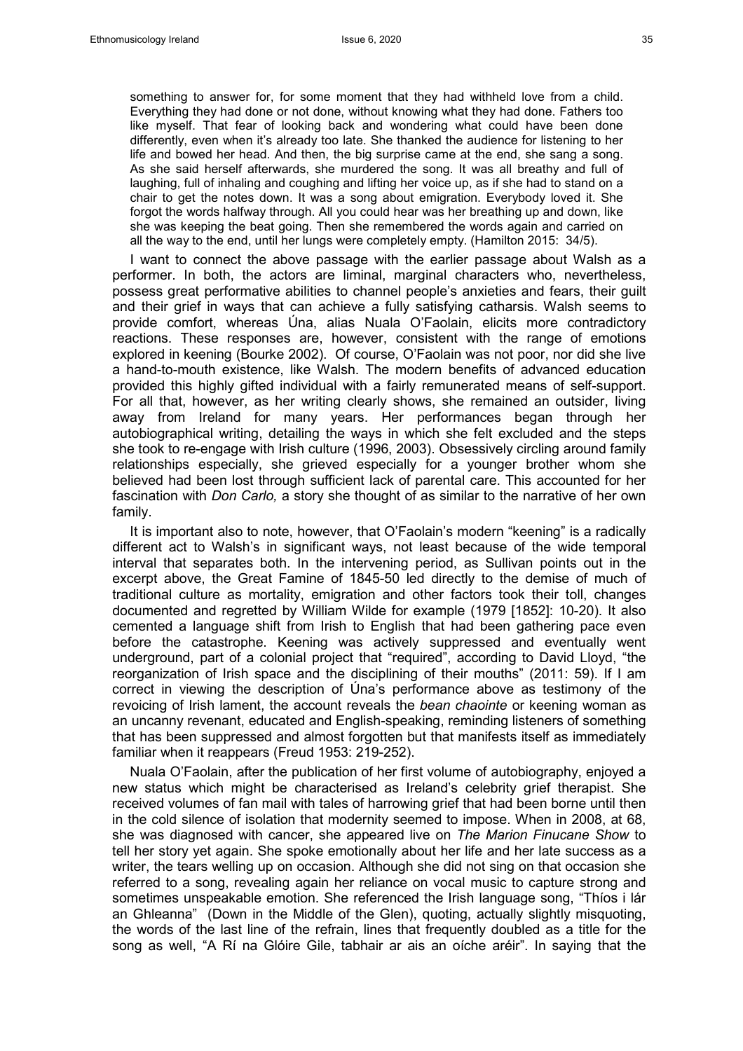> something to answer for, for some moment that they had withheld love from a child. Everything they had done or not done, without knowing what they had done. Fathers too like myself. That fear of looking back and wondering what could have been done differently, even when it's already too late. She thanked the audience for listening to her life and bowed her head. And then, the big surprise came at the end, she sang a song. As she said herself afterwards, she murdered the song. It was all breathy and full of laughing, full of inhaling and coughing and lifting her voice up, as if she had to stand on a chair to get the notes down. It was a song about emigration. Everybody loved it. She forgot the words halfway through. All you could hear was her breathing up and down, like she was keeping the beat going. Then she remembered the words again and carried on all the way to the end, until her lungs were completely empty. (Hamilton 2015: 34/5).

I want to connect the above passage with the earlier passage about Walsh as a performer. In both, the actors are liminal, marginal characters who, nevertheless, possess great performative abilities to channel people's anxieties and fears, their guilt and their grief in ways that can achieve a fully satisfying catharsis. Walsh seems to provide comfort, whereas Úna, alias Nuala O'Faolain, elicits more contradictory reactions. These responses are, however, consistent with the range of emotions explored in keening (Bourke 2002). Of course, O'Faolain was not poor, nor did she live a hand-to-mouth existence, like Walsh. The modern benefits of advanced education provided this highly gifted individual with a fairly remunerated means of self-support. For all that, however, as her writing clearly shows, she remained an outsider, living away from Ireland for many years. Her performances began through her autobiographical writing, detailing the ways in which she felt excluded and the steps she took to re-engage with Irish culture (1996, 2003). Obsessively circling around family relationships especially, she grieved especially for a younger brother whom she believed had been lost through sufficient lack of parental care. This accounted for her fascination with *Don Carlo,* a story she thought of as similar to the narrative of her own family.

It is important also to note, however, that O'Faolain's modern "keening" is a radically different act to Walsh's in significant ways, not least because of the wide temporal interval that separates both. In the intervening period, as Sullivan points out in the excerpt above, the Great Famine of 1845-50 led directly to the demise of much of traditional culture as mortality, emigration and other factors took their toll, changes documented and regretted by William Wilde for example (1979 [1852]: 10-20). It also cemented a language shift from Irish to English that had been gathering pace even before the catastrophe. Keening was actively suppressed and eventually went underground, part of a colonial project that "required", according to David Lloyd, "the reorganization of Irish space and the disciplining of their mouths" (2011: 59). If I am correct in viewing the description of Úna's performance above as testimony of the revoicing of Irish lament, the account reveals the *bean chaointe* or keening woman as an uncanny revenant, educated and English-speaking, reminding listeners of something that has been suppressed and almost forgotten but that manifests itself as immediately familiar when it reappears (Freud 1953: 219-252).

Nuala O'Faolain, after the publication of her first volume of autobiography, enjoyed a new status which might be characterised as Ireland's celebrity grief therapist. She received volumes of fan mail with tales of harrowing grief that had been borne until then in the cold silence of isolation that modernity seemed to impose. When in 2008, at 68, she was diagnosed with cancer, she appeared live on *The Marion Finucane Show* to tell her story yet again. She spoke emotionally about her life and her late success as a writer, the tears welling up on occasion. Although she did not sing on that occasion she referred to a song, revealing again her reliance on vocal music to capture strong and sometimes unspeakable emotion. She referenced the Irish language song, "Thíos i lár an Ghleanna" (Down in the Middle of the Glen), quoting, actually slightly misquoting, the words of the last line of the refrain, lines that frequently doubled as a title for the song as well, "A Rí na Glóire Gile, tabhair ar ais an oíche aréir". In saying that the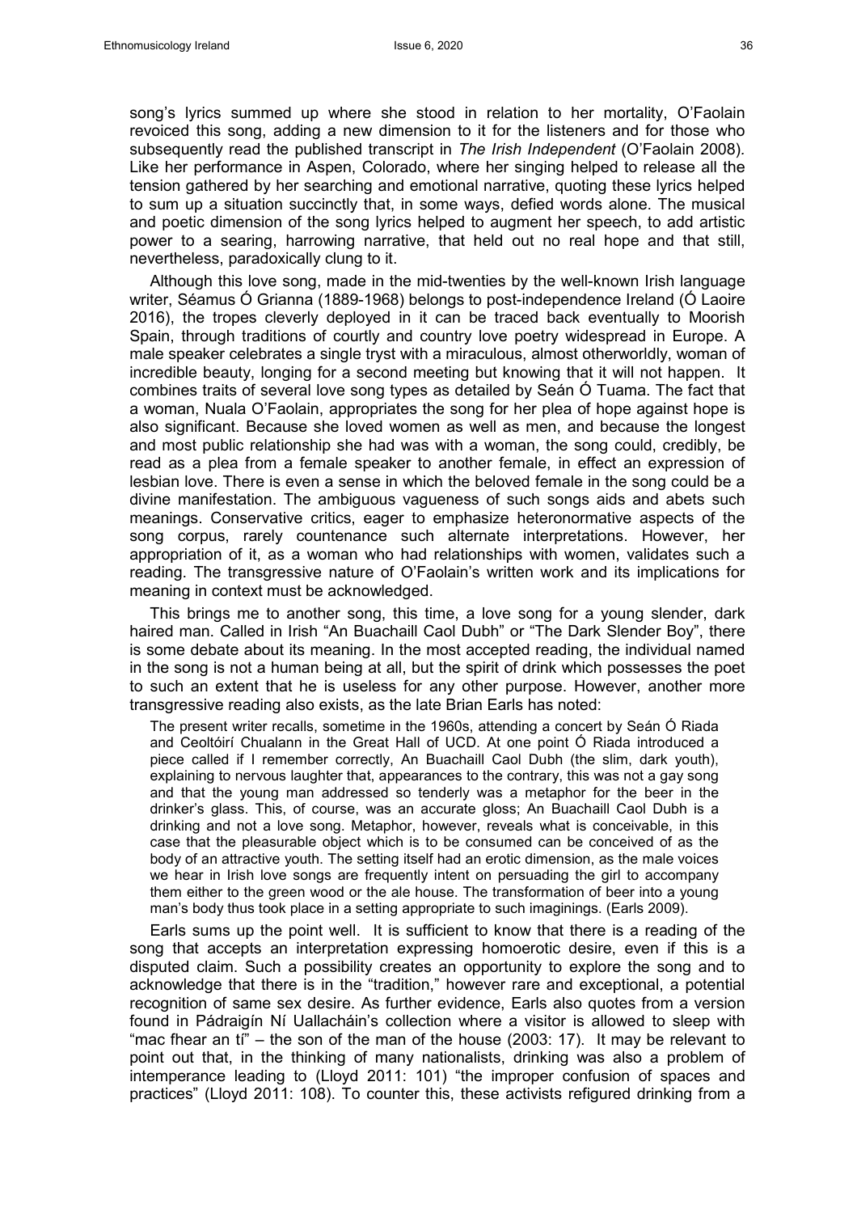song's lyrics summed up where she stood in relation to her mortality, O'Faolain revoiced this song, adding a new dimension to it for the listeners and for those who subsequently read the published transcript in *The Irish Independent* (O'Faolain 2008). Like her performance in Aspen, Colorado, where her singing helped to release all the tension gathered by her searching and emotional narrative, quoting these lyrics helped to sum up a situation succinctly that, in some ways, defied words alone. The musical and poetic dimension of the song lyrics helped to augment her speech, to add artistic power to a searing, harrowing narrative, that held out no real hope and that still, nevertheless, paradoxically clung to it.

Although this love song, made in the mid-twenties by the well-known Irish language writer, Séamus Ó Grianna (1889-1968) belongs to post-independence Ireland (Ó Laoire 2016), the tropes cleverly deployed in it can be traced back eventually to Moorish Spain, through traditions of courtly and country love poetry widespread in Europe. A male speaker celebrates a single tryst with a miraculous, almost otherworldly, woman of incredible beauty, longing for a second meeting but knowing that it will not happen. It combines traits of several love song types as detailed by Seán Ó Tuama. The fact that a woman, Nuala O'Faolain, appropriates the song for her plea of hope against hope is also significant. Because she loved women as well as men, and because the longest and most public relationship she had was with a woman, the song could, credibly, be read as a plea from a female speaker to another female, in effect an expression of lesbian love. There is even a sense in which the beloved female in the song could be a divine manifestation. The ambiguous vagueness of such songs aids and abets such meanings. Conservative critics, eager to emphasize heteronormative aspects of the song corpus, rarely countenance such alternate interpretations. However, her appropriation of it, as a woman who had relationships with women, validates such a reading. The transgressive nature of O'Faolain's written work and its implications for meaning in context must be acknowledged.

This brings me to another song, this time, a love song for a young slender, dark haired man. Called in Irish "An Buachaill Caol Dubh" or "The Dark Slender Boy", there is some debate about its meaning. In the most accepted reading, the individual named in the song is not a human being at all, but the spirit of drink which possesses the poet to such an extent that he is useless for any other purpose. However, another more transgressive reading also exists, as the late Brian Earls has noted:

> The present writer recalls, sometime in the 1960s, attending a concert by Seán Ó Riada and Ceoltóirí Chualann in the Great Hall of UCD. At one point Ó Riada introduced a piece called if I remember correctly, An Buachaill Caol Dubh (the slim, dark youth), explaining to nervous laughter that, appearances to the contrary, this was not a gay song and that the young man addressed so tenderly was a metaphor for the beer in the drinker's glass. This, of course, was an accurate gloss; An Buachaill Caol Dubh is a drinking and not a love song. Metaphor, however, reveals what is conceivable, in this case that the pleasurable object which is to be consumed can be conceived of as the body of an attractive youth. The setting itself had an erotic dimension, as the male voices we hear in Irish love songs are frequently intent on persuading the girl to accompany them either to the green wood or the ale house. The transformation of beer into a young man's body thus took place in a setting appropriate to such imaginings. (Earls 2009).

Earls sums up the point well. It is sufficient to know that there is a reading of the song that accepts an interpretation expressing homoerotic desire, even if this is a disputed claim. Such a possibility creates an opportunity to explore the song and to acknowledge that there is in the "tradition," however rare and exceptional, a potential recognition of same sex desire. As further evidence, Earls also quotes from a version found in Pádraigín Ní Uallacháin's collection where a visitor is allowed to sleep with "mac fhear an tí" – the son of the man of the house (2003: 17). It may be relevant to point out that, in the thinking of many nationalists, drinking was also a problem of intemperance leading to (Lloyd 2011: 101) "the improper confusion of spaces and practices" (Lloyd 2011: 108). To counter this, these activists refigured drinking from a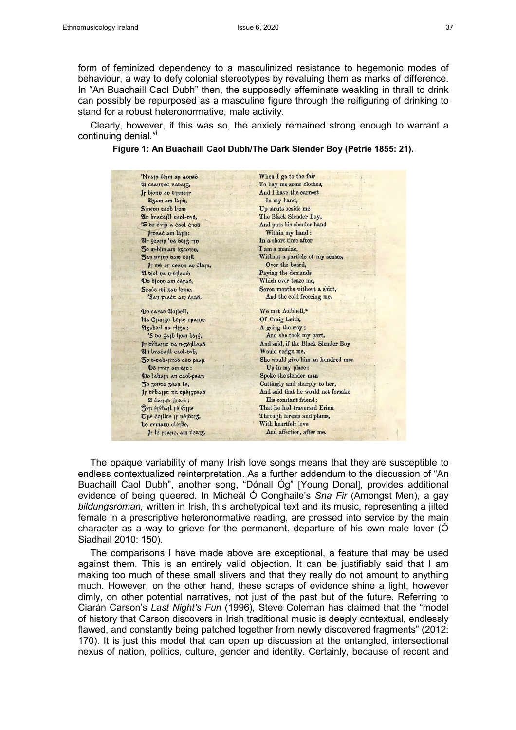form of feminized dependency to a masculinized resistance to hegemonic modes of behaviour, a way to defy colonial stereotypes by revaluing them as marks of difference. In "An Buachaill Caol Dubh" then, the supposedly effeminate weakling in thrall to drink can possibly be repurposed as a masculine figure through the reifiguring of drinking to stand for a robust heteronormative, male activity.

Clearly, however, if this was so, the anxiety remained strong enough to warrant a continuing denial.[vi]

**Figure 1: An Buachaill Caol Dubh/The Dark Slender Boy (Petrie 1855: 21).**

| | |
|---|---|
| 'Nuair théim ar aonach | When I go to the fair |
| A cheannach éadaigh, | To buy me some clothes, |
| Is bíonn an éirnéis | And I have the earnest |
| Agam am láimh, | In my hand, |
| Sínenn taobh liom | Up struts beside me |
| An buachaill caol-dubh, | The Black Slender Boy, |
| 'S do chuir a chaol chrob | And puts his slender hand |
| Isteach am láimh: | Within my hand: |
| Ar gearr 'na dhéigh sin | In a short time after |
| Go m-bím am égcoinn, | I am a maniac, |
| Gan puinn dam chéill | Without a particle of my senses, |
| Is mé ar ceann an chláir, | Over the board, |
| A díol na n-éileamh | Paying the demands |
| Do bíonn am chéasadh, | Which ever teaze me, |
| Seacht mí gan léine, | Seven months without a shirt, |
| 'San fuacht am chrádh. | And the cold freezing me. |
| Do casadh Aoibhell, | We met Aoibhell,* |
| Na Craige Léithe orainn, | Of Craig Leith, |
| Ag gabháil na slighe; | A going the way; |
| 'S do ghaibh liom báigh, | And she took my part, |
| Is dubhairt dá n-géilleadh | And said, if the Black Slender Boy |
| An buachaill caol-dubh, | Would resign me, |
| Go d-tabharfadh céad fear | She would give him an hundred men |
| Dó suas am áit: | Up in my place: |
| Do labhair an caol-fhear | Spoke the slender man |
| Go gonta géar lé, | Cuttingly and sharply to her, |
| Is dubhairt ná tréigfeadh | And said that he would not forsake |
| A chairid gnáith; | His constant friend; |
| Gur shiubhail sé Eire | That he had traversed Erinn |
| Tré choillte is réidhtigh, | Through forests and plains, |
| Le cumann cléibhe, | With heartfelt love |
| Is le searc, am dhéidh. | And affection, after me. |

The opaque variability of many Irish love songs means that they are susceptible to endless contextualized reinterpretation. As a further addendum to the discussion of "An Buachaill Caol Dubh", another song, "Dónall Óg" [Young Donal], provides additional evidence of being queered. In Micheál Ó Conghaile's *Sna Fir* (Amongst Men), a gay *bildungsroman,* written in Irish, this archetypical text and its music, representing a jilted female in a prescriptive heteronormative reading, are pressed into service by the main character as a way to grieve for the permanent. departure of his own male lover (Ó Siadhail 2010: 150).

The comparisons I have made above are exceptional, a feature that may be used against them. This is an entirely valid objection. It can be justifiably said that I am making too much of these small slivers and that they really do not amount to anything much. However, on the other hand, these scraps of evidence shine a light, however dimly, on other potential narratives, not just of the past but of the future. Referring to Ciarán Carson's *Last Night's Fun* (1996)*,* Steve Coleman has claimed that the "model of history that Carson discovers in Irish traditional music is deeply contextual, endlessly flawed, and constantly being patched together from newly discovered fragments" (2012: 170). It is just this model that can open up discussion at the entangled, intersectional nexus of nation, politics, culture, gender and identity. Certainly, because of recent and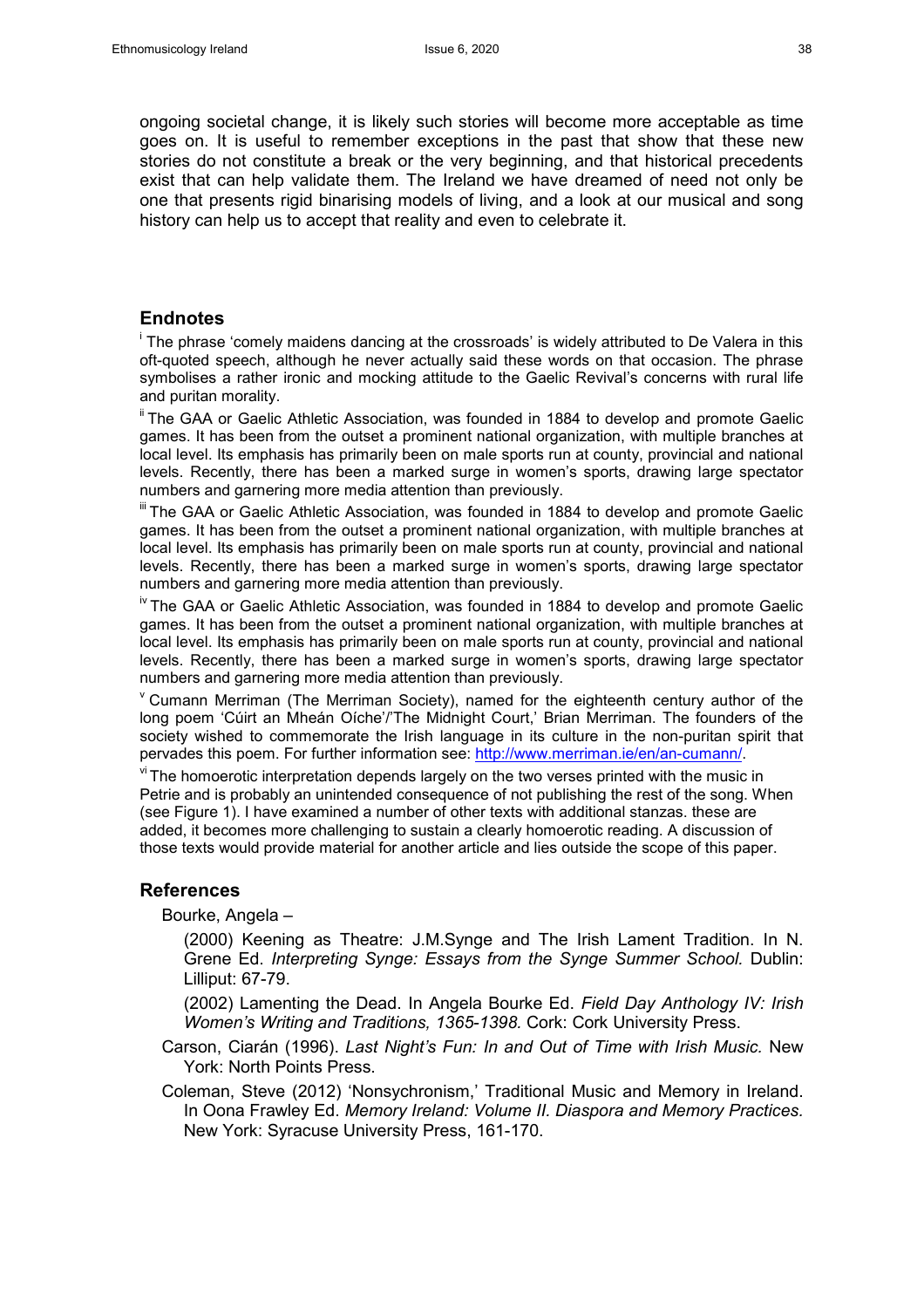ongoing societal change, it is likely such stories will become more acceptable as time goes on. It is useful to remember exceptions in the past that show that these new stories do not constitute a break or the very beginning, and that historical precedents exist that can help validate them. The Ireland we have dreamed of need not only be one that presents rigid binarising models of living, and a look at our musical and song history can help us to accept that reality and even to celebrate it.

## Endnotes

[i] The phrase 'comely maidens dancing at the crossroads' is widely attributed to De Valera in this oft-quoted speech, although he never actually said these words on that occasion. The phrase symbolises a rather ironic and mocking attitude to the Gaelic Revival's concerns with rural life and puritan morality.

[ii] The GAA or Gaelic Athletic Association, was founded in 1884 to develop and promote Gaelic games. It has been from the outset a prominent national organization, with multiple branches at local level. Its emphasis has primarily been on male sports run at county, provincial and national levels. Recently, there has been a marked surge in women's sports, drawing large spectator numbers and garnering more media attention than previously.

[iii] The GAA or Gaelic Athletic Association, was founded in 1884 to develop and promote Gaelic games. It has been from the outset a prominent national organization, with multiple branches at local level. Its emphasis has primarily been on male sports run at county, provincial and national levels. Recently, there has been a marked surge in women's sports, drawing large spectator numbers and garnering more media attention than previously.

[iv] The GAA or Gaelic Athletic Association, was founded in 1884 to develop and promote Gaelic games. It has been from the outset a prominent national organization, with multiple branches at local level. Its emphasis has primarily been on male sports run at county, provincial and national levels. Recently, there has been a marked surge in women's sports, drawing large spectator numbers and garnering more media attention than previously.

[v] Cumann Merriman (The Merriman Society), named for the eighteenth century author of the long poem 'Cúirt an Mheán Oíche'/'The Midnight Court,' Brian Merriman. The founders of the society wished to commemorate the Irish language in its culture in the non-puritan spirit that pervades this poem. For further information see: http://www.merriman.ie/en/an-cumann/.

[vi] The homoerotic interpretation depends largely on the two verses printed with the music in Petrie and is probably an unintended consequence of not publishing the rest of the song. When (see Figure 1). I have examined a number of other texts with additional stanzas. these are added, it becomes more challenging to sustain a clearly homoerotic reading. A discussion of those texts would provide material for another article and lies outside the scope of this paper.

## References

Bourke, Angela –

(2000) Keening as Theatre: J.M.Synge and The Irish Lament Tradition. In N. Grene Ed. *Interpreting Synge: Essays from the Synge Summer School.* Dublin: Lilliput: 67-79.

(2002) Lamenting the Dead. In Angela Bourke Ed. *Field Day Anthology IV: Irish Women's Writing and Traditions, 1365-1398.* Cork: Cork University Press.

Carson, Ciarán (1996). *Last Night's Fun: In and Out of Time with Irish Music.* New York: North Points Press.

Coleman, Steve (2012) 'Nonsychronism,' Traditional Music and Memory in Ireland. In Oona Frawley Ed. *Memory Ireland: Volume II. Diaspora and Memory Practices.* New York: Syracuse University Press, 161-170.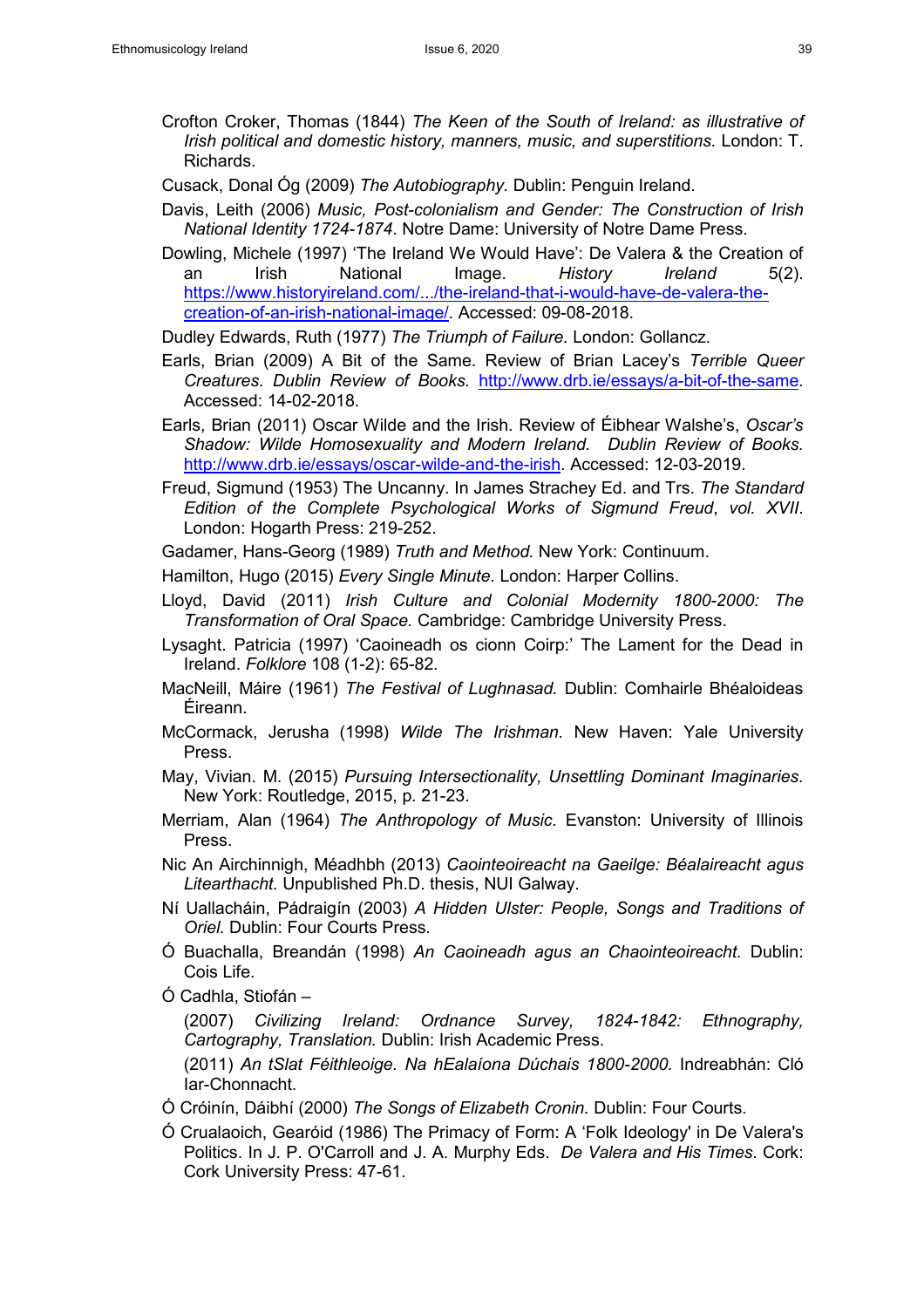Crofton Croker, Thomas (1844) *The Keen of the South of Ireland: as illustrative of Irish political and domestic history, manners, music, and superstitions.* London: T. Richards.

Cusack, Donal Óg (2009) *The Autobiography*. Dublin: Penguin Ireland.

Davis, Leith (2006) *Music, Post-colonialism and Gender: The Construction of Irish National Identity 1724-1874*. Notre Dame: University of Notre Dame Press.

Dowling, Michele (1997) 'The Ireland We Would Have': De Valera & the Creation of an Irish National Image. *History Ireland* 5(2). https://www.historyireland.com/.../the-ireland-that-i-would-have-de-valera-the-creation-of-an-irish-national-image/. Accessed: 09-08-2018.

Dudley Edwards, Ruth (1977) *The Triumph of Failure.* London: Gollancz.

Earls, Brian (2009) A Bit of the Same. Review of Brian Lacey's *Terrible Queer Creatures*. *Dublin Review of Books.* http://www.drb.ie/essays/a-bit-of-the-same. Accessed: 14-02-2018.

Earls, Brian (2011) Oscar Wilde and the Irish. Review of Éibhear Walshe's, *Oscar's Shadow: Wilde Homosexuality and Modern Ireland. Dublin Review of Books.* http://www.drb.ie/essays/oscar-wilde-and-the-irish. Accessed: 12-03-2019.

Freud, Sigmund (1953) The Uncanny. In James Strachey Ed. and Trs. *The Standard Edition of the Complete Psychological Works of Sigmund Freud*, *vol. XVII*. London: Hogarth Press: 219-252.

Gadamer, Hans-Georg (1989) *Truth and Method.* New York: Continuum.

Hamilton, Hugo (2015) *Every Single Minute.* London: Harper Collins.

Lloyd, David (2011) *Irish Culture and Colonial Modernity 1800-2000: The Transformation of Oral Space.* Cambridge: Cambridge University Press.

Lysaght. Patricia (1997) 'Caoineadh os cionn Coirp:' The Lament for the Dead in Ireland. *Folklore* 108 (1-2): 65-82.

MacNeill, Máire (1961) *The Festival of Lughnasad.* Dublin: Comhairle Bhéaloideas Éireann.

McCormack, Jerusha (1998) *Wilde The Irishman.* New Haven: Yale University Press.

May, Vivian. M. (2015) *Pursuing Intersectionality, Unsettling Dominant Imaginaries.* New York: Routledge, 2015, p. 21-23.

Merriam, Alan (1964) *The Anthropology of Music.* Evanston: University of Illinois Press.

Nic An Airchinnigh, Méadhbh (2013) *Caointeoireacht na Gaeilge: Béalaireacht agus Litearthacht.* Unpublished Ph.D. thesis, NUI Galway.

Ní Uallacháin, Pádraigín (2003) *A Hidden Ulster: People, Songs and Traditions of Oriel.* Dublin: Four Courts Press.

Ó Buachalla, Breandán (1998) *An Caoineadh agus an Chaointeoireacht.* Dublin: Cois Life.

Ó Cadhla, Stiofán –

(2007) *Civilizing Ireland: Ordnance Survey, 1824-1842: Ethnography, Cartography, Translation.* Dublin: Irish Academic Press.

(2011) *An tSlat Féithleoige. Na hEalaíona Dúchais 1800-2000.* Indreabhán: Cló Iar-Chonnacht.

Ó Cróinín, Dáibhí (2000) *The Songs of Elizabeth Cronin.* Dublin: Four Courts.

Ó Crualaoich, Gearóid (1986) The Primacy of Form: A 'Folk Ideology' in De Valera's Politics. In J. P. O'Carroll and J. A. Murphy Eds. *De Valera and His Times*. Cork: Cork University Press: 47-61.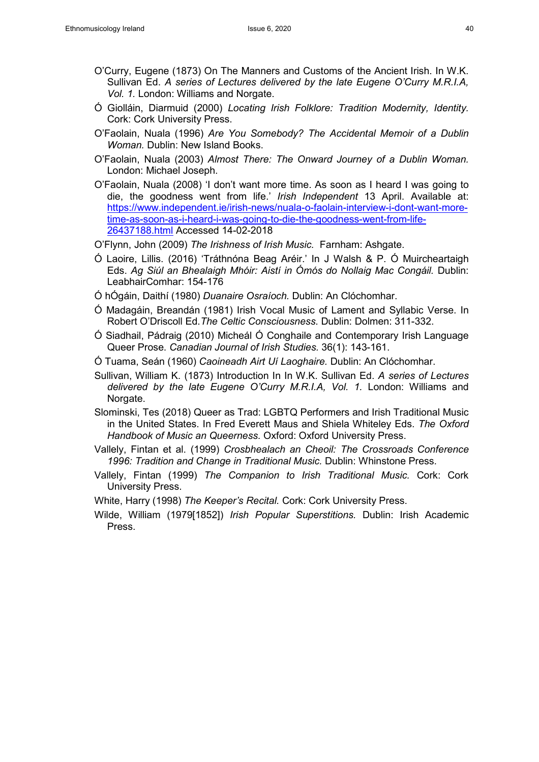O'Curry, Eugene (1873) On The Manners and Customs of the Ancient Irish. In W.K. Sullivan Ed. *A series of Lectures delivered by the late Eugene O'Curry M.R.I.A, Vol. 1.* London: Williams and Norgate.

Ó Giolláin, Diarmuid (2000) *Locating Irish Folklore: Tradition Modernity, Identity.* Cork: Cork University Press.

O'Faolain, Nuala (1996) *Are You Somebody? The Accidental Memoir of a Dublin Woman.* Dublin: New Island Books.

O'Faolain, Nuala (2003) *Almost There: The Onward Journey of a Dublin Woman.* London: Michael Joseph.

O'Faolain, Nuala (2008) 'I don't want more time. As soon as I heard I was going to die, the goodness went from life.' *Irish Independent* 13 April. Available at: [https://www.independent.ie/irish-news/nuala-o-faolain-interview-i-dont-want-more-time-as-soon-as-i-heard-i-was-going-to-die-the-goodness-went-from-life-26437188.html](https://www.independent.ie/irish-news/nuala-o-faolain-interview-i-dont-want-more-time-as-soon-as-i-heard-i-was-going-to-die-the-goodness-went-from-life-26437188.html) Accessed 14-02-2018

O'Flynn, John (2009) *The Irishness of Irish Music.* Farnham: Ashgate.

Ó Laoire, Lillis. (2016) 'Tráthnóna Beag Aréir.' In J Walsh & P. Ó Muircheartaigh Eds. *Ag Siúl an Bhealaigh Mhóir: Aistí in Ómós do Nollaig Mac Congáil.* Dublin: LeabhairComhar: 154-176

Ó hÓgáin, Daithí (1980) *Duanaire Osraíoch.* Dublin: An Clóchomhar.

Ó Madagáin, Breandán (1981) Irish Vocal Music of Lament and Syllabic Verse. In Robert O'Driscoll Ed. *The Celtic Consciousness.* Dublin: Dolmen: 311-332.

Ó Siadhail, Pádraig (2010) Micheál Ó Conghaile and Contemporary Irish Language Queer Prose. *Canadian Journal of Irish Studies.* 36(1): 143-161.

Ó Tuama, Seán (1960) *Caoineadh Airt Uí Laoghaire.* Dublin: An Clóchomhar.

Sullivan, William K. (1873) Introduction In In W.K. Sullivan Ed. *A series of Lectures delivered by the late Eugene O'Curry M.R.I.A, Vol. 1.* London: Williams and Norgate.

Slominski, Tes (2018) Queer as Trad: LGBTQ Performers and Irish Traditional Music in the United States. In Fred Everett Maus and Shiela Whiteley Eds. *The Oxford Handbook of Music an Queerness.* Oxford: Oxford University Press.

Vallely, Fintan et al. (1999) *Crosbhealach an Cheoil: The Crossroads Conference 1996: Tradition and Change in Traditional Music.* Dublin: Whinstone Press.

Vallely, Fintan (1999) *The Companion to Irish Traditional Music.* Cork: Cork University Press.

White, Harry (1998) *The Keeper's Recital.* Cork: Cork University Press.

Wilde, William (1979[1852]) *Irish Popular Superstitions.* Dublin: Irish Academic Press.